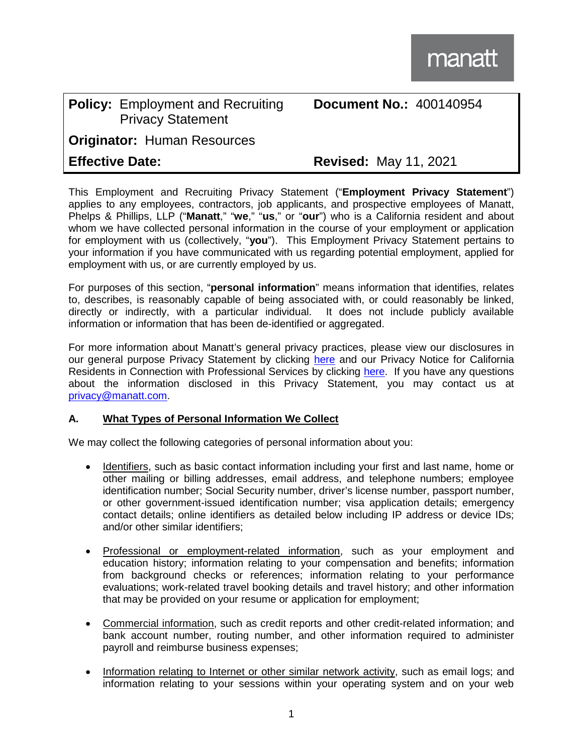manatt

| **Policy:** Employment and Recruiting Privacy Statement | **Document No.:** 400140954 |
| --- | --- |
| **Originator:** Human Resources | |
| **Effective Date:** | **Revised:** May 11, 2021 |

This Employment and Recruiting Privacy Statement ("**Employment Privacy Statement**") applies to any employees, contractors, job applicants, and prospective employees of Manatt, Phelps & Phillips, LLP ("**Manatt**," "**we**," "**us**," or "**our**") who is a California resident and about whom we have collected personal information in the course of your employment or application for employment with us (collectively, "**you**"). This Employment Privacy Statement pertains to your information if you have communicated with us regarding potential employment, applied for employment with us, or are currently employed by us.

For purposes of this section, "**personal information**" means information that identifies, relates to, describes, is reasonably capable of being associated with, or could reasonably be linked, directly or indirectly, with a particular individual. It does not include publicly available information or information that has been de-identified or aggregated.

For more information about Manatt's general privacy practices, please view our disclosures in our general purpose Privacy Statement by clicking here and our Privacy Notice for California Residents in Connection with Professional Services by clicking here. If you have any questions about the information disclosed in this Privacy Statement, you may contact us at privacy@manatt.com.

## A. What Types of Personal Information We Collect

We may collect the following categories of personal information about you:

- Identifiers, such as basic contact information including your first and last name, home or other mailing or billing addresses, email address, and telephone numbers; employee identification number; Social Security number, driver's license number, passport number, or other government-issued identification number; visa application details; emergency contact details; online identifiers as detailed below including IP address or device IDs; and/or other similar identifiers;

- Professional or employment-related information, such as your employment and education history; information relating to your compensation and benefits; information from background checks or references; information relating to your performance evaluations; work-related travel booking details and travel history; and other information that may be provided on your resume or application for employment;

- Commercial information, such as credit reports and other credit-related information; and bank account number, routing number, and other information required to administer payroll and reimburse business expenses;

- Information relating to Internet or other similar network activity, such as email logs; and information relating to your sessions within your operating system and on your web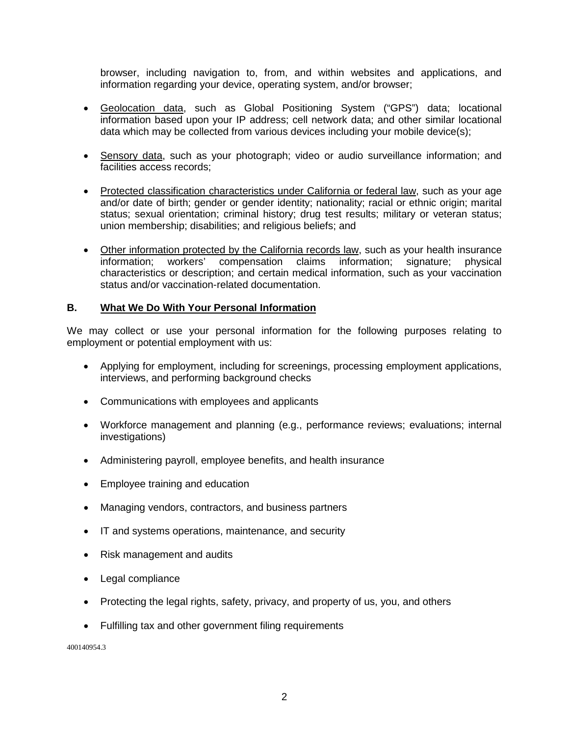browser, including navigation to, from, and within websites and applications, and information regarding your device, operating system, and/or browser;

- Geolocation data, such as Global Positioning System ("GPS") data; locational information based upon your IP address; cell network data; and other similar locational data which may be collected from various devices including your mobile device(s);

- Sensory data, such as your photograph; video or audio surveillance information; and facilities access records;

- Protected classification characteristics under California or federal law, such as your age and/or date of birth; gender or gender identity; nationality; racial or ethnic origin; marital status; sexual orientation; criminal history; drug test results; military or veteran status; union membership; disabilities; and religious beliefs; and

- Other information protected by the California records law, such as your health insurance information; workers' compensation claims information; signature; physical characteristics or description; and certain medical information, such as your vaccination status and/or vaccination-related documentation.

## B. What We Do With Your Personal Information

We may collect or use your personal information for the following purposes relating to employment or potential employment with us:

- Applying for employment, including for screenings, processing employment applications, interviews, and performing background checks

- Communications with employees and applicants

- Workforce management and planning (e.g., performance reviews; evaluations; internal investigations)

- Administering payroll, employee benefits, and health insurance

- Employee training and education

- Managing vendors, contractors, and business partners

- IT and systems operations, maintenance, and security

- Risk management and audits

- Legal compliance

- Protecting the legal rights, safety, privacy, and property of us, you, and others

- Fulfilling tax and other government filing requirements

400140954.3